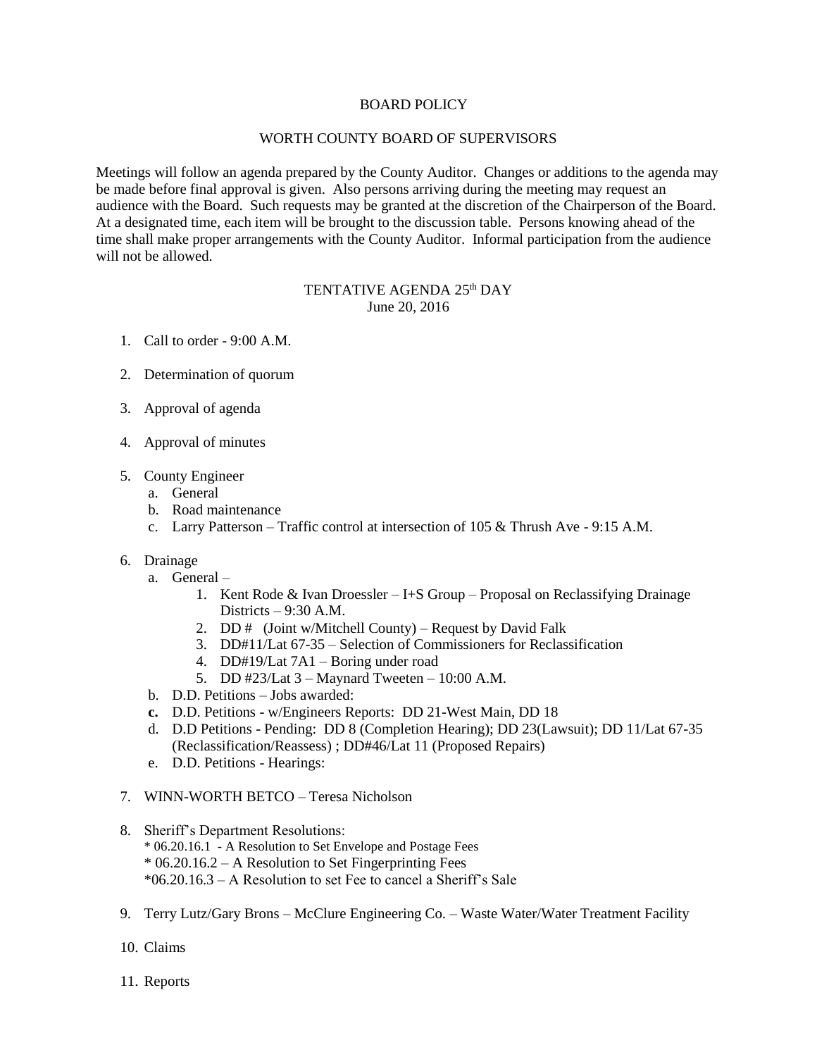# BOARD POLICY

## WORTH COUNTY BOARD OF SUPERVISORS

Meetings will follow an agenda prepared by the County Auditor. Changes or additions to the agenda may be made before final approval is given. Also persons arriving during the meeting may request an audience with the Board. Such requests may be granted at the discretion of the Chairperson of the Board. At a designated time, each item will be brought to the discussion table. Persons knowing ahead of the time shall make proper arrangements with the County Auditor. Informal participation from the audience will not be allowed.

### TENTATIVE AGENDA 25th DAY
June 20, 2016

1. Call to order - 9:00 A.M.

2. Determination of quorum

3. Approval of agenda

4. Approval of minutes

5. County Engineer
   a. General
   b. Road maintenance
   c. Larry Patterson – Traffic control at intersection of 105 & Thrush Ave - 9:15 A.M.

6. Drainage
   a. General –
      1. Kent Rode & Ivan Droessler – I+S Group – Proposal on Reclassifying Drainage Districts – 9:30 A.M.
      2. DD # (Joint w/Mitchell County) – Request by David Falk
      3. DD#11/Lat 67-35 – Selection of Commissioners for Reclassification
      4. DD#19/Lat 7A1 – Boring under road
      5. DD #23/Lat 3 – Maynard Tweeten – 10:00 A.M.
   b. D.D. Petitions – Jobs awarded:
   **c.** D.D. Petitions - w/Engineers Reports: DD 21-West Main, DD 18
   d. D.D Petitions - Pending: DD 8 (Completion Hearing); DD 23(Lawsuit); DD 11/Lat 67-35 (Reclassification/Reassess) ; DD#46/Lat 11 (Proposed Repairs)
   e. D.D. Petitions - Hearings:

7. WINN-WORTH BETCO – Teresa Nicholson

8. Sheriff's Department Resolutions:
   * 06.20.16.1 - A Resolution to Set Envelope and Postage Fees
   * 06.20.16.2 – A Resolution to Set Fingerprinting Fees
   *06.20.16.3 – A Resolution to set Fee to cancel a Sheriff's Sale

9. Terry Lutz/Gary Brons – McClure Engineering Co. – Waste Water/Water Treatment Facility

10. Claims

11. Reports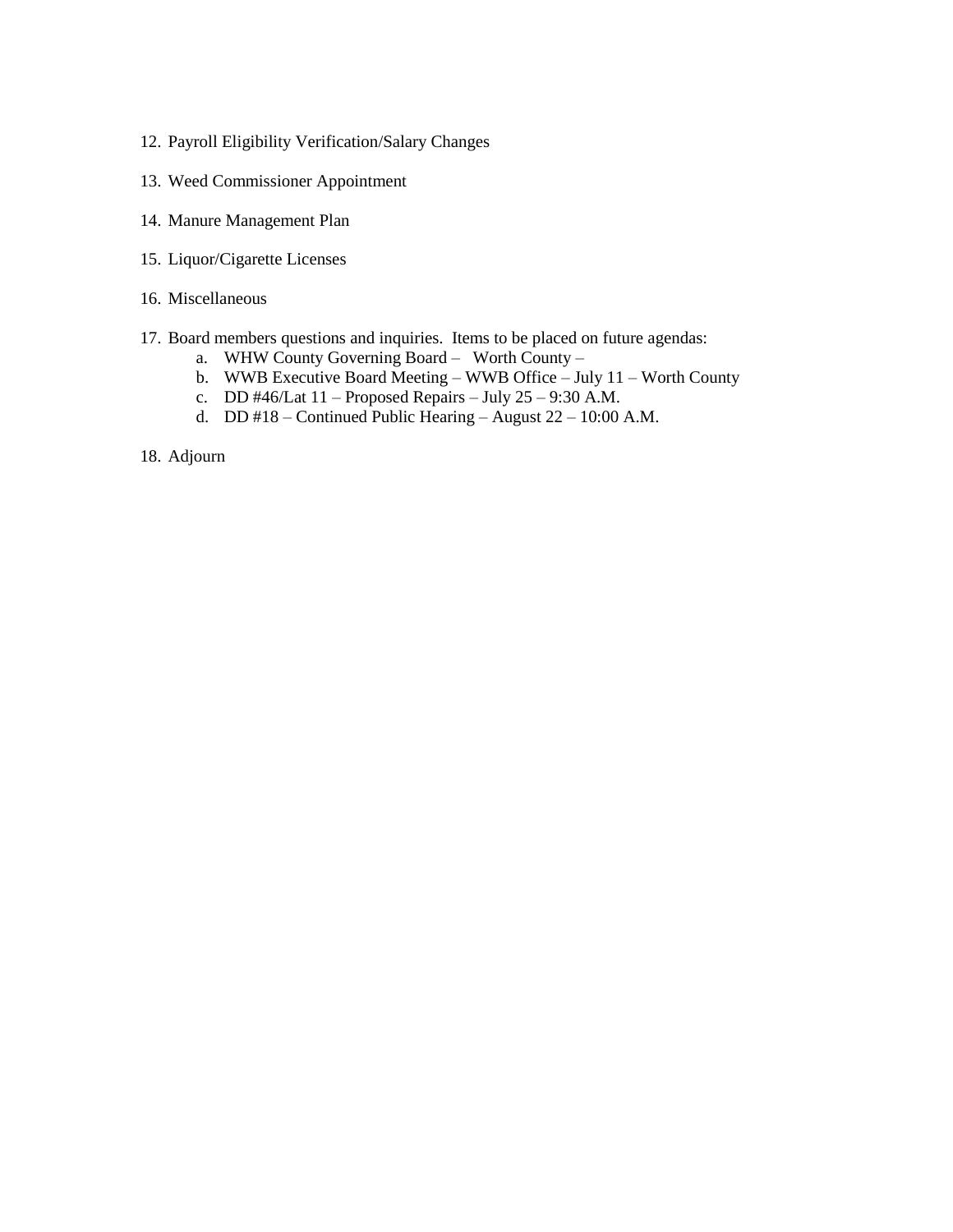12. Payroll Eligibility Verification/Salary Changes

13. Weed Commissioner Appointment

14. Manure Management Plan

15. Liquor/Cigarette Licenses

16. Miscellaneous

17. Board members questions and inquiries. Items to be placed on future agendas:
    a. WHW County Governing Board – Worth County –
    b. WWB Executive Board Meeting – WWB Office – July 11 – Worth County
    c. DD #46/Lat 11 – Proposed Repairs – July 25 – 9:30 A.M.
    d. DD #18 – Continued Public Hearing – August 22 – 10:00 A.M.

18. Adjourn